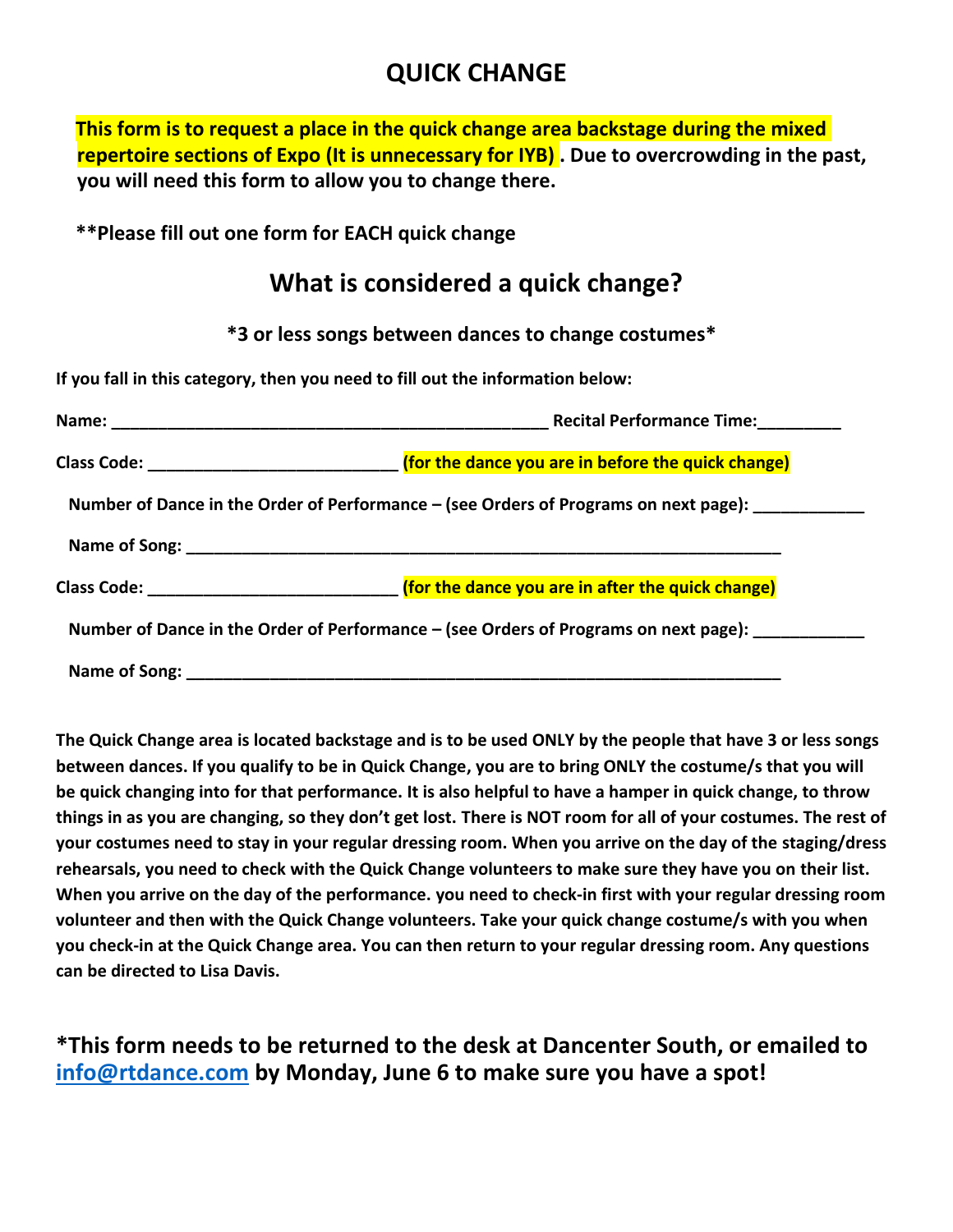# QUICK CHANGE

**This form is to request a place in the quick change area backstage during the mixed repertoire sections of Expo (It is unnecessary for IYB) . Due to overcrowding in the past, you will need this form to allow you to change there.**

**\*\*Please fill out one form for EACH quick change**

## What is considered a quick change?

**\*3 or less songs between dances to change costumes\***

**If you fall in this category, then you need to fill out the information below:**

**Name: _________________________________________________ Recital Performance Time:_________**

**Class Code: ___________________________ (for the dance you are in before the quick change)**

**Number of Dance in the Order of Performance – (see Orders of Programs on next page): ____________**

**Name of Song: __________________________________________________________________**

**Class Code: ___________________________ (for the dance you are in after the quick change)**

**Number of Dance in the Order of Performance – (see Orders of Programs on next page): ____________**

**Name of Song: __________________________________________________________________**

**The Quick Change area is located backstage and is to be used ONLY by the people that have 3 or less songs between dances. If you qualify to be in Quick Change, you are to bring ONLY the costume/s that you will be quick changing into for that performance. It is also helpful to have a hamper in quick change, to throw things in as you are changing, so they don't get lost. There is NOT room for all of your costumes. The rest of your costumes need to stay in your regular dressing room. When you arrive on the day of the staging/dress rehearsals, you need to check with the Quick Change volunteers to make sure they have you on their list. When you arrive on the day of the performance. you need to check-in first with your regular dressing room volunteer and then with the Quick Change volunteers. Take your quick change costume/s with you when you check-in at the Quick Change area. You can then return to your regular dressing room. Any questions can be directed to Lisa Davis.**

**\*This form needs to be returned to the desk at Dancenter South, or emailed to info@rtdance.com by Monday, June 6 to make sure you have a spot!**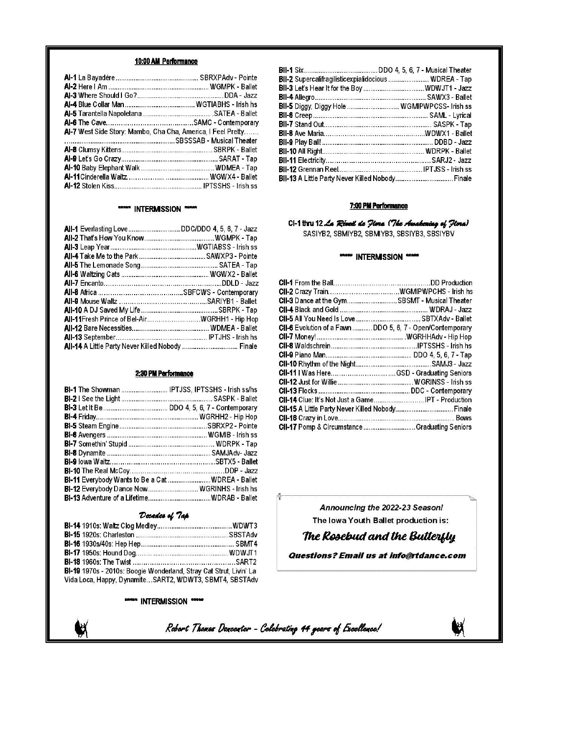## 10:00 AM Performance

**AI-1** La Bayadère ............................................ SBRXPAdv - Pointe
**AI-2** Here I Am ............................................ WGMPK - Ballet
**AI-3** Where Should I Go? ............................................ DDA - Jazz
**AI-4** Blue Collar Man ............................................ WGTIABHS - Irish hs
**AI-5** Tarantella Napoletana ............................................ SATEA - Ballet
**AI-6** The Cave ............................................ SAMC - Contemporary
**AI-7** West Side Story: Mambo, Cha Cha, America, I Feel Pretty ............................................ SBSSSAB - Musical Theater
**AI-8** Clumsy Kittens ............................................ SBRPK - Ballet
**AI-9** Let's Go Crazy ............................................ SARAT - Tap
**AI-10** Baby Elephant Walk ............................................ WDMEA - Tap
**AI-11** Cinderella Waltz ............................................ WGWX4 - Ballet
**AI-12** Stolen Kiss ............................................ IPTSSHS - Irish ss

***** INTERMISSION *****

**AII-1** Everlasting Love ............................................ DDC/DDO 4, 5, 6, 7 - Jazz
**AII-2** That's How You Know ............................................ WGMPK - Tap
**AII-3** Leap Year ............................................ WGTIABSS - Irish ss
**AII-4** Take Me to the Park ............................................ SAWXP3 - Pointe
**AII-5** The Lemonade Song ............................................ SATEA - Tap
**AII-6** Waltzing Cats ............................................ WGWX2 - Ballet
**AII-7** Encanto ............................................ DDLD - Jazz
**AII-8** Africa ............................................ SBFCWS - Contemporary
**AII-9** Mouse Waltz ............................................ SARIYB1 - Ballet
**AII-10** A DJ Saved My Life ............................................ SBRPK - Tap
**AII-11** Fresh Prince of Bel-Air ............................................ WGRHH1 - Hip Hop
**AII-12** Bare Necessities ............................................ WDMEA - Ballet
**AII-13** September ............................................ IPTJHS - Irish hs
**AII-14** A Little Party Never Killed Nobody ............................................ Finale

## 2:30 PM Performance

**BI-1** The Showman ............................................ IPTJSS, IPTSSHS - Irish ss/hs
**BI-2** I See the Light ............................................ SASPK - Ballet
**BI-3** Let It Be ............................................ DDO 4, 5, 6, 7 - Contemporary
**BI-4** Friday ............................................ WGRHH2 - Hip Hop
**BI-5** Steam Engine ............................................ SBRXP2 - Pointe
**BI-6** Avengers ............................................ WGMIB - Irish ss
**BI-7** Somethin' Stupid ............................................ WDRPK - Tap
**BI-8** Dynamite ............................................ SAMJAdv - Jazz
**BI-9** Iowa Waltz ............................................ SBTX5 - Ballet
**BI-10** The Real McCoy ............................................ DDP - Jazz
**BI-11** Everybody Wants to Be a Cat ............................................ WDREA - Ballet
**BI-12** Everybody Dance Now ............................................ WGRINHS - Irish hs
**BI-13** Adventure of a Lifetime ............................................ WDRAB - Ballet

### *Decades of Tap*

**BI-14** 1910s: Waltz Clog Medley ............................................ WDWT3
**BI-15** 1920s: Charleston ............................................ SBSTAdv
**BI-16** 1930s/40s: Hep Hep ............................................ SBMT4
**BI-17** 1950s: Hound Dog ............................................ WDWJT1
**BI-18** 1960s: The Twist ............................................ SART2
**BI-19** 1970s - 2010s: Boogie Wonderland, Stray Cat Strut, Livin' La Vida Loca, Happy, Dynamite…SART2, WDWT3, SBMT4, SBSTAdv

***** INTERMISSION *****

**BII-1** Six ............................................ DDO 4, 5, 6, 7 - Musical Theater
**BII-2** Supercalifragilisticexpialidocious ............................................ WDREA - Tap
**BII-3** Let's Hear It for the Boy ............................................ WDWJT1 - Jazz
**BII-4** Allegro ............................................ SAWX3 - Ballet
**BII-5** Diggy, Diggy Hole ............................................ WGMIPWPCSS - Irish ss
**BII-6** Creep ............................................ SAML - Lyrical
**BII-7** Stand Out ............................................ SASPK - Tap
**BII-8** Ave Maria ............................................ WDWX1 - Ballet
**BII-9** Play Ball! ............................................ DDBD - Jazz
**BII-10** All Right ............................................ WDRPK - Ballet
**BII-11** Electricity ............................................ SARJ2 - Jazz
**BII-12** Grennan Reel ............................................ IPTJSS - Irish ss
**BII-13** A Little Party Never Killed Nobody ............................................ Finale

## 7:00 PM Performance

**CI-1 thru 12** *La Réveil de Flora (The Awakening of Flora)*
SASIYB2, SBMIYB2, SBMIYB3, SBSIYB3, SBSIYBV

***** INTERMISSION *****

**CII-1** From the Ball ............................................ DD Production
**CII-2** Crazy Train ............................................ WGMIPWPCHS - Irish hs
**CII-3** Dance at the Gym ............................................ SBSMT - Musical Theater
**CII-4** Black and Gold ............................................ WDRAJ - Jazz
**CII-5** All You Need Is Love ............................................ SBTXAdv - Ballet
**CII-6** Evolution of a Fawn ............................................ DDO 5, 6, 7 - Open/Contemporary
**CII-7** Money! ............................................ WGRHHAdv - Hip Hop
**CII-8** Waldschrein ............................................ IPTSSHS - Irish hs
**CII-9** Piano Man ............................................ DDO 4, 5, 6, 7 - Tap
**CII-10** Rhythm of the Night ............................................ SAMJ3 - Jazz
**CII-11** I Was Here ............................................ GSD - Graduating Seniors
**CII-12** Just for Willie ............................................ WGRINSS - Irish ss
**CII-13** Flocks ............................................ DDC - Contemporary
**CII-14** Clue: It's Not Just a Game ............................................ IPT - Production
**CII-15** A Little Party Never Killed Nobody ............................................ Finale
**CII-16** Crazy in Love ............................................ Bows
**CII-17** Pomp & Circumstance ............................................ Graduating Seniors

***Announcing the 2022-23 Season!***

**The Iowa Youth Ballet production is:**

***The Rosebud and the Butterfly***

***Questions? Email us at info@rtdance.com***

*Robert Thomas Dancenter - Celebrating 44 years of Excellence!*